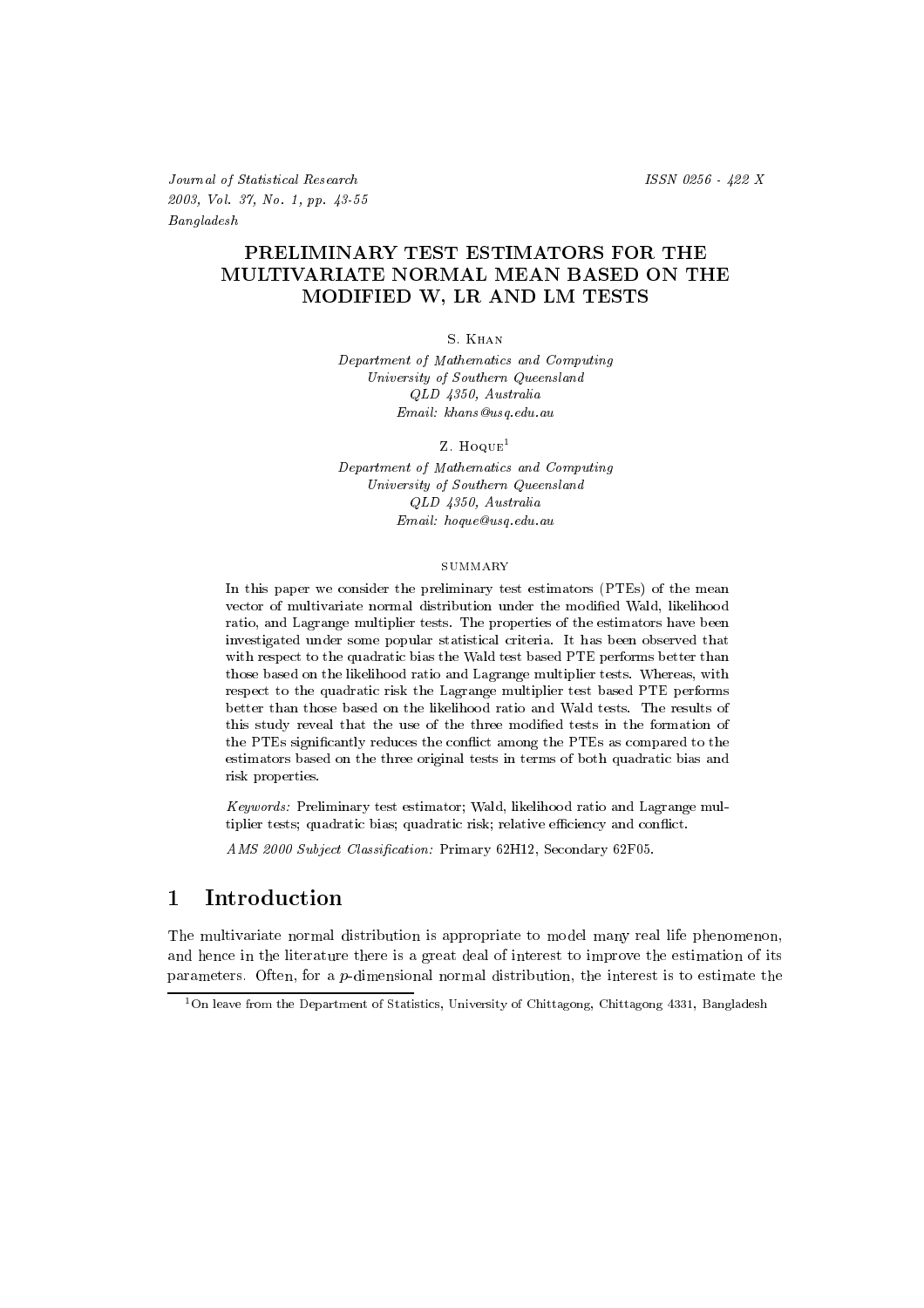Journal of Statistical Research
2003, Vol. 37, No. 1, pp. 43-55
Bangladesh

ISSN 0256 - 422 X

# PRELIMINARY TEST ESTIMATORS FOR THE MULTIVARIATE NORMAL MEAN BASED ON THE MODIFIED W, LR AND LM TESTS

S. Khan

*Department of Mathematics and Computing*
*University of Southern Queensland*
*QLD 4350, Australia*
*Email: khans@usq.edu.au*

Z. Hoque[1]

*Department of Mathematics and Computing*
*University of Southern Queensland*
*QLD 4350, Australia*
*Email: hoque@usq.edu.au*

## SUMMARY

In this paper we consider the preliminary test estimators (PTEs) of the mean vector of multivariate normal distribution under the modified Wald, likelihood ratio, and Lagrange multiplier tests. The properties of the estimators have been investigated under some popular statistical criteria. It has been observed that with respect to the quadratic bias the Wald test based PTE performs better than those based on the likelihood ratio and Lagrange multiplier tests. Whereas, with respect to the quadratic risk the Lagrange multiplier test based PTE performs better than those based on the likelihood ratio and Wald tests. The results of this study reveal that the use of the three modified tests in the formation of the PTEs significantly reduces the conflict among the PTEs as compared to the estimators based on the three original tests in terms of both quadratic bias and risk properties.

*Keywords:* Preliminary test estimator; Wald, likelihood ratio and Lagrange multiplier tests; quadratic bias; quadratic risk; relative efficiency and conflict.

*AMS 2000 Subject Classification:* Primary 62H12, Secondary 62F05.

## 1 Introduction

The multivariate normal distribution is appropriate to model many real life phenomenon, and hence in the literature there is a great deal of interest to improve the estimation of its parameters. Often, for a $p$-dimensional normal distribution, the interest is to estimate the

[1] On leave from the Department of Statistics, University of Chittagong, Chittagong 4331, Bangladesh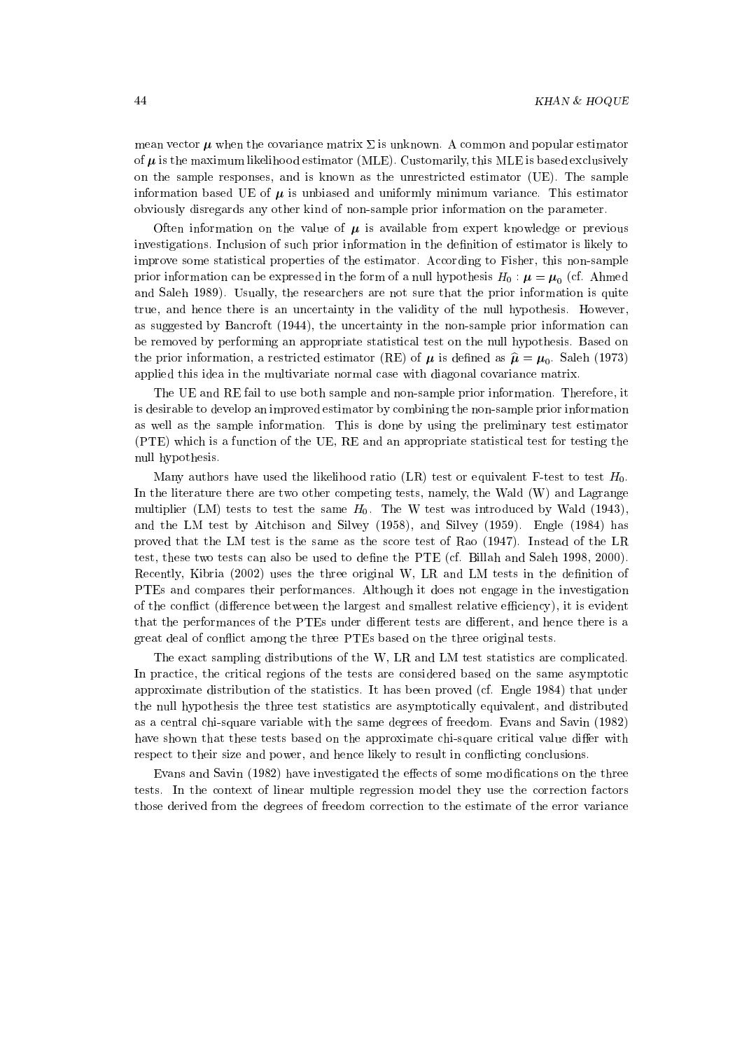mean vector $\boldsymbol{\mu}$ when the covariance matrix $\Sigma$ is unknown. A common and popular estimator of $\boldsymbol{\mu}$ is the maximum likelihood estimator (MLE). Customarily, this MLE is based exclusively on the sample responses, and is known as the unrestricted estimator (UE). The sample information based UE of $\boldsymbol{\mu}$ is unbiased and uniformly minimum variance. This estimator obviously disregards any other kind of non-sample prior information on the parameter.

Often information on the value of $\boldsymbol{\mu}$ is available from expert knowledge or previous investigations. Inclusion of such prior information in the definition of estimator is likely to improve some statistical properties of the estimator. According to Fisher, this non-sample prior information can be expressed in the form of a null hypothesis $H_0 : \boldsymbol{\mu} = \boldsymbol{\mu}_0$ (cf. Ahmed and Saleh 1989). Usually, the researchers are not sure that the prior information is quite true, and hence there is an uncertainty in the validity of the null hypothesis. However, as suggested by Bancroft (1944), the uncertainty in the non-sample prior information can be removed by performing an appropriate statistical test on the null hypothesis. Based on the prior information, a restricted estimator (RE) of $\boldsymbol{\mu}$ is defined as $\widehat{\boldsymbol{\mu}} = \boldsymbol{\mu}_0$. Saleh (1973) applied this idea in the multivariate normal case with diagonal covariance matrix.

The UE and RE fail to use both sample and non-sample prior information. Therefore, it is desirable to develop an improved estimator by combining the non-sample prior information as well as the sample information. This is done by using the preliminary test estimator (PTE) which is a function of the UE, RE and an appropriate statistical test for testing the null hypothesis.

Many authors have used the likelihood ratio (LR) test or equivalent F-test to test $H_0$. In the literature there are two other competing tests, namely, the Wald (W) and Lagrange multiplier (LM) tests to test the same $H_0$. The W test was introduced by Wald (1943), and the LM test by Aitchison and Silvey (1958), and Silvey (1959). Engle (1984) has proved that the LM test is the same as the score test of Rao (1947). Instead of the LR test, these two tests can also be used to define the PTE (cf. Billah and Saleh 1998, 2000). Recently, Kibria (2002) uses the three original W, LR and LM tests in the definition of PTEs and compares their performances. Although it does not engage in the investigation of the conflict (difference between the largest and smallest relative efficiency), it is evident that the performances of the PTEs under different tests are different, and hence there is a great deal of conflict among the three PTEs based on the three original tests.

The exact sampling distributions of the W, LR and LM test statistics are complicated. In practice, the critical regions of the tests are considered based on the same asymptotic approximate distribution of the statistics. It has been proved (cf. Engle 1984) that under the null hypothesis the three test statistics are asymptotically equivalent, and distributed as a central chi-square variable with the same degrees of freedom. Evans and Savin (1982) have shown that these tests based on the approximate chi-square critical value differ with respect to their size and power, and hence likely to result in conflicting conclusions.

Evans and Savin (1982) have investigated the effects of some modifications on the three tests. In the context of linear multiple regression model they use the correction factors those derived from the degrees of freedom correction to the estimate of the error variance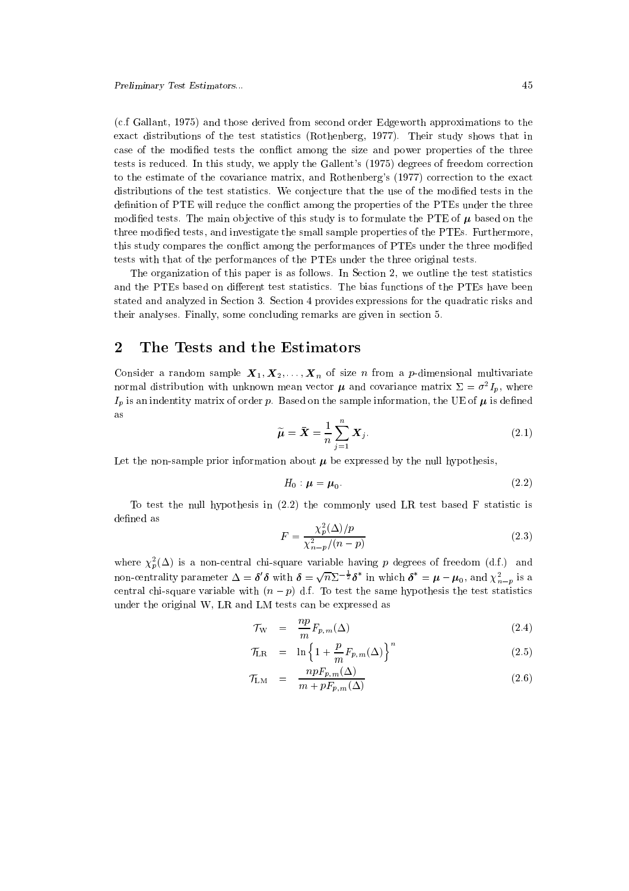(c.f Gallant, 1975) and those derived from second order Edgeworth approximations to the exact distributions of the test statistics (Rothenberg, 1977). Their study shows that in case of the modified tests the conflict among the size and power properties of the three tests is reduced. In this study, we apply the Gallent's (1975) degrees of freedom correction to the estimate of the covariance matrix, and Rothenberg's (1977) correction to the exact distributions of the test statistics. We conjecture that the use of the modified tests in the definition of PTE will reduce the conflict among the properties of the PTEs under the three modified tests. The main objective of this study is to formulate the PTE of $\boldsymbol{\mu}$ based on the three modified tests, and investigate the small sample properties of the PTEs. Furthermore, this study compares the conflict among the performances of PTEs under the three modified tests with that of the performances of the PTEs under the three original tests.

The organization of this paper is as follows. In Section 2, we outline the test statistics and the PTEs based on different test statistics. The bias functions of the PTEs have been stated and analyzed in Section 3. Section 4 provides expressions for the quadratic risks and their analyses. Finally, some concluding remarks are given in section 5.

## 2 The Tests and the Estimators

Consider a random sample $\boldsymbol{X}_1, \boldsymbol{X}_2, \ldots, \boldsymbol{X}_n$ of size $n$ from a $p$-dimensional multivariate normal distribution with unknown mean vector $\boldsymbol{\mu}$ and covariance matrix $\Sigma = \sigma^2 I_p$, where $I_p$ is an indentity matrix of order $p$. Based on the sample information, the UE of $\boldsymbol{\mu}$ is defined as

$$\widetilde{\boldsymbol{\mu}} = \bar{\boldsymbol{X}} = \frac{1}{n} \sum_{j=1}^{n} \boldsymbol{X}_j. \tag{2.1}$$

Let the non-sample prior information about $\boldsymbol{\mu}$ be expressed by the null hypothesis,

$$H_0 : \boldsymbol{\mu} = \boldsymbol{\mu}_0. \tag{2.2}$$

To test the null hypothesis in (2.2) the commonly used LR test based F statistic is defined as

$$F = \frac{\chi_p^2(\Delta)/p}{\chi_{n-p}^2/(n-p)} \tag{2.3}$$

where $\chi_p^2(\Delta)$ is a non-central chi-square variable having $p$ degrees of freedom (d.f.) and non-centrality parameter $\Delta = \boldsymbol{\delta}'\boldsymbol{\delta}$ with $\boldsymbol{\delta} = \sqrt{n}\Sigma^{-\frac{1}{2}}\boldsymbol{\delta}^*$ in which $\boldsymbol{\delta}^* = \boldsymbol{\mu} - \boldsymbol{\mu}_0$, and $\chi_{n-p}^2$ is a central chi-square variable with $(n-p)$ d.f. To test the same hypothesis the test statistics under the original W, LR and LM tests can be expressed as

$$\mathcal{T}_{\rm W} = \frac{np}{m} F_{p,m}(\Delta) \tag{2.4}$$

$$\mathcal{T}_{\rm LR} = \ln \left\{ 1 + \frac{p}{m} F_{p,m}(\Delta) \right\}^n \tag{2.5}$$

$$\mathcal{T}_{\rm LM} = \frac{np F_{p,m}(\Delta)}{m + p F_{p,m}(\Delta)} \tag{2.6}$$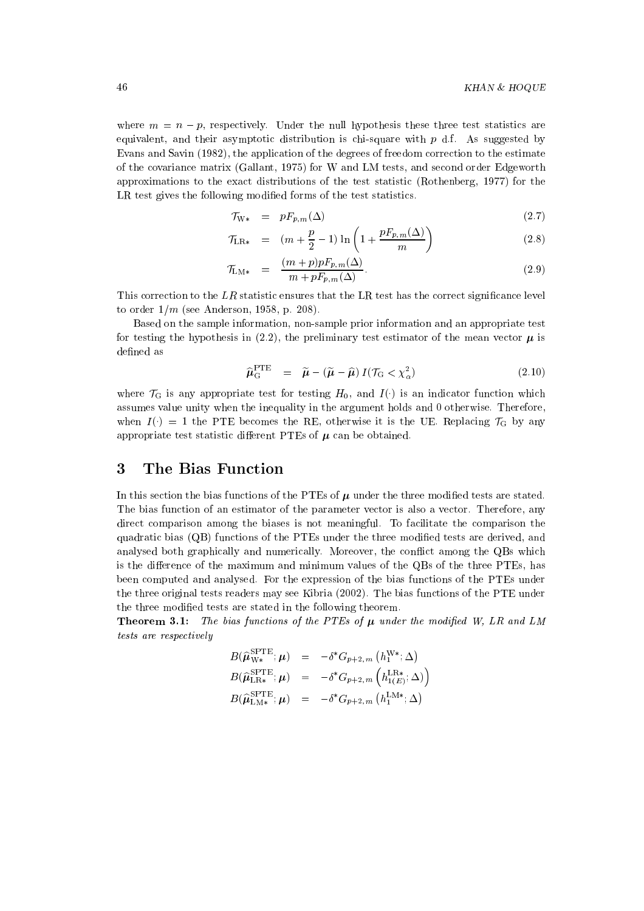where $m = n - p$, respectively. Under the null hypothesis these three test statistics are equivalent, and their asymptotic distribution is chi-square with $p$ d.f. As suggested by Evans and Savin (1982), the application of the degrees of freedom correction to the estimate of the covariance matrix (Gallant, 1975) for W and LM tests, and second order Edgeworth approximations to the exact distributions of the test statistic (Rothenberg, 1977) for the LR test gives the following modified forms of the test statistics.

$$
\begin{aligned}
\mathcal{T}_{\mathrm{W}*} &= pF_{p,m}(\Delta) && (2.7)\\
\mathcal{T}_{\mathrm{LR}*} &= (m + \frac{p}{2} - 1)\ln\left(1 + \frac{pF_{p,m}(\Delta)}{m}\right) && (2.8)\\
\mathcal{T}_{\mathrm{LM}*} &= \frac{(m+p)pF_{p,m}(\Delta)}{m + pF_{p,m}(\Delta)}. && (2.9)
\end{aligned}
$$

This correction to the $LR$ statistic ensures that the LR test has the correct significance level to order $1/m$ (see Anderson, 1958, p. 208).

Based on the sample information, non-sample prior information and an appropriate test for testing the hypothesis in (2.2), the preliminary test estimator of the mean vector $\boldsymbol{\mu}$ is defined as

$$
\widehat{\boldsymbol{\mu}}_{\mathrm{G}}^{\mathrm{PTE}} = \widetilde{\boldsymbol{\mu}} - (\widetilde{\boldsymbol{\mu}} - \widehat{\boldsymbol{\mu}})\, I(\mathcal{T}_{\mathrm{G}} < \chi_{\alpha}^{2}) \qquad (2.10)
$$

where $\mathcal{T}_{\mathrm{G}}$ is any appropriate test for testing $H_0$, and $I(\cdot)$ is an indicator function which assumes value unity when the inequality in the argument holds and 0 otherwise. Therefore, when $I(\cdot) = 1$ the PTE becomes the RE, otherwise it is the UE. Replacing $\mathcal{T}_{\mathrm{G}}$ by any appropriate test statistic different PTEs of $\boldsymbol{\mu}$ can be obtained.

# 3 The Bias Function

In this section the bias functions of the PTEs of $\boldsymbol{\mu}$ under the three modified tests are stated. The bias function of an estimator of the parameter vector is also a vector. Therefore, any direct comparison among the biases is not meaningful. To facilitate the comparison the quadratic bias (QB) functions of the PTEs under the three modified tests are derived, and analysed both graphically and numerically. Moreover, the conflict among the QBs which is the difference of the maximum and minimum values of the QBs of the three PTEs, has been computed and analysed. For the expression of the bias functions of the PTEs under the three original tests readers may see Kibria (2002). The bias functions of the PTE under the three modified tests are stated in the following theorem.

**Theorem 3.1:** *The bias functions of the PTEs of $\boldsymbol{\mu}$ under the modified W, LR and LM tests are respectively*

$$
\begin{aligned}
B(\widehat{\boldsymbol{\mu}}_{\mathrm{W}*}^{\mathrm{SPTE}};\boldsymbol{\mu}) &= -\delta^{*} G_{p+2,\,m}\left(h_{1}^{\mathrm{W}*};\Delta\right)\\
B(\widehat{\boldsymbol{\mu}}_{\mathrm{LR}*}^{\mathrm{SPTE}};\boldsymbol{\mu}) &= -\delta^{*} G_{p+2,\,m}\left(h_{1(E)}^{\mathrm{LR}*};\Delta\right)\\
B(\widehat{\boldsymbol{\mu}}_{\mathrm{LM}*}^{\mathrm{SPTE}};\boldsymbol{\mu}) &= -\delta^{*} G_{p+2,\,m}\left(h_{1}^{\mathrm{LM}*};\Delta\right)
\end{aligned}
$$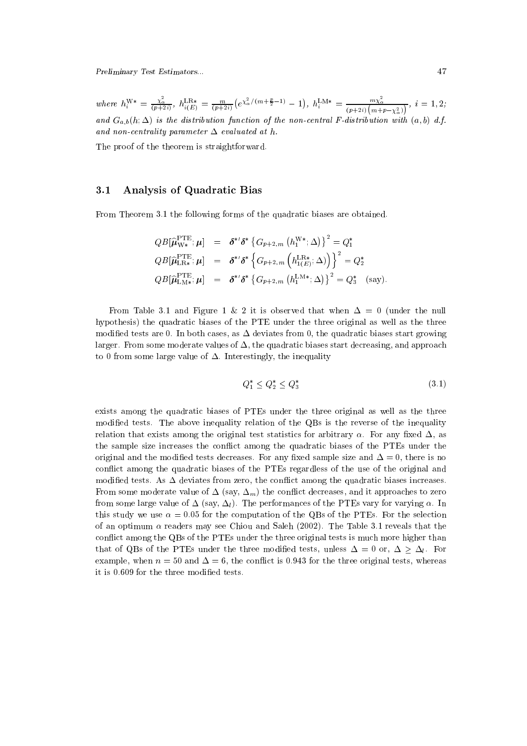*where* $h_i^{\mathrm{W}*} = \frac{\chi^2_\alpha}{(p+2i)}$, $h_{i(E)}^{\mathrm{LR}*} = \frac{m}{(p+2i)}\left(e^{\chi^2_\alpha/(m+\frac{p}{2}-1)} - 1\right)$, $h_i^{\mathrm{LM}*} = \frac{m\chi^2_\alpha}{(p+2i)\left(m+p-\chi^2_\alpha\right)}$, $i = 1, 2$; *and* $G_{a,b}(h;\Delta)$ *is the distribution function of the non-central F-distribution with* $(a,b)$ *d.f. and non-centrality parameter* $\Delta$ *evaluated at* $h$.

The proof of the theorem is straightforward.

## 3.1 Analysis of Quadratic Bias

From Theorem 3.1 the following forms of the quadratic biases are obtained.

$$
\begin{aligned}
QB[\widehat{\boldsymbol{\mu}}^{\mathrm{PTE}}_{\mathrm{W}*};\boldsymbol{\mu}] &= \boldsymbol{\delta}^{*\prime}\boldsymbol{\delta}^{*}\left\{G_{p+2,m}\left(h_1^{\mathrm{W}*};\Delta\right)\right\}^2 = Q_1^* \\
QB[\widehat{\boldsymbol{\mu}}^{\mathrm{PTE}}_{\mathrm{LR}*};\boldsymbol{\mu}] &= \boldsymbol{\delta}^{*\prime}\boldsymbol{\delta}^{*}\left\{G_{p+2,m}\left(h_{1(E)}^{\mathrm{LR}*};\Delta\right)\right\}^2 = Q_2^* \\
QB[\widehat{\boldsymbol{\mu}}^{\mathrm{PTE}}_{\mathrm{LM}*};\boldsymbol{\mu}] &= \boldsymbol{\delta}^{*\prime}\boldsymbol{\delta}^{*}\left\{G_{p+2,m}\left(h_1^{\mathrm{LM}*};\Delta\right)\right\}^2 = Q_3^* \quad \text{(say)}.
\end{aligned}
$$

From Table 3.1 and Figure 1 & 2 it is observed that when $\Delta = 0$ (under the null hypothesis) the quadratic biases of the PTE under the three original as well as the three modified tests are 0. In both cases, as $\Delta$ deviates from 0, the quadratic biases start growing larger. From some moderate values of $\Delta$, the quadratic biases start decreasing, and approach to 0 from some large value of $\Delta$. Interestingly, the inequality

$$
Q_1^* \leq Q_2^* \leq Q_3^* \tag{3.1}
$$

exists among the quadratic biases of PTEs under the three original as well as the three modified tests. The above inequality relation of the QBs is the reverse of the inequality relation that exists among the original test statistics for arbitrary $\alpha$. For any fixed $\Delta$, as the sample size increases the conflict among the quadratic biases of the PTEs under the original and the modified tests decreases. For any fixed sample size and $\Delta = 0$, there is no conflict among the quadratic biases of the PTEs regardless of the use of the original and modified tests. As $\Delta$ deviates from zero, the conflict among the quadratic biases increases. From some moderate value of $\Delta$ (say, $\Delta_m$) the conflict decreases, and it approaches to zero from some large value of $\Delta$ (say, $\Delta_l$). The performances of the PTEs vary for varying $\alpha$. In this study we use $\alpha = 0.05$ for the computation of the QBs of the PTEs. For the selection of an optimum $\alpha$ readers may see Chiou and Saleh (2002). The Table 3.1 reveals that the conflict among the QBs of the PTEs under the three original tests is much more higher than that of QBs of the PTEs under the three modified tests, unless $\Delta = 0$ or, $\Delta \geq \Delta_l$. For example, when $n = 50$ and $\Delta = 6$, the conflict is 0.943 for the three original tests, whereas it is 0.609 for the three modified tests.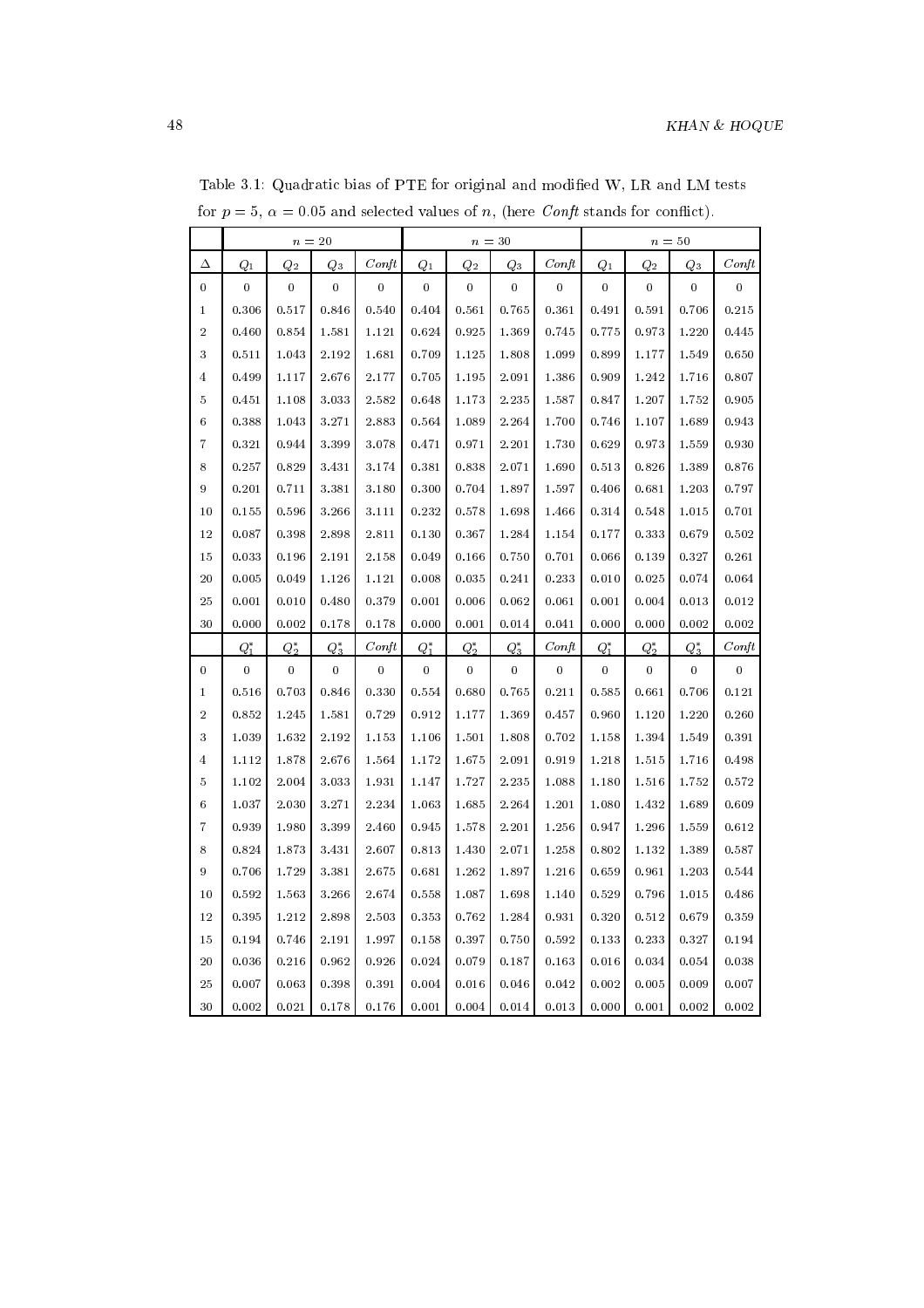Table 3.1: Quadratic bias of PTE for original and modified W, LR and LM tests for $p = 5$, $\alpha = 0.05$ and selected values of $n$, (here *Conft* stands for conflict).

| | $n = 20$ | | | | $n = 30$ | | | | $n = 50$ | | | |
|---|---|---|---|---|---|---|---|---|---|---|---|---|
| $\Delta$ | $Q_1$ | $Q_2$ | $Q_3$ | *Conft* | $Q_1$ | $Q_2$ | $Q_3$ | *Conft* | $Q_1$ | $Q_2$ | $Q_3$ | *Conft* |
| 0 | 0 | 0 | 0 | 0 | 0 | 0 | 0 | 0 | 0 | 0 | 0 | 0 |
| 1 | 0.306 | 0.517 | 0.846 | 0.540 | 0.404 | 0.561 | 0.765 | 0.361 | 0.491 | 0.591 | 0.706 | 0.215 |
| 2 | 0.460 | 0.854 | 1.581 | 1.121 | 0.624 | 0.925 | 1.369 | 0.745 | 0.775 | 0.973 | 1.220 | 0.445 |
| 3 | 0.511 | 1.043 | 2.192 | 1.681 | 0.709 | 1.125 | 1.808 | 1.099 | 0.899 | 1.177 | 1.549 | 0.650 |
| 4 | 0.499 | 1.117 | 2.676 | 2.177 | 0.705 | 1.195 | 2.091 | 1.386 | 0.909 | 1.242 | 1.716 | 0.807 |
| 5 | 0.451 | 1.108 | 3.033 | 2.582 | 0.648 | 1.173 | 2.235 | 1.587 | 0.847 | 1.207 | 1.752 | 0.905 |
| 6 | 0.388 | 1.043 | 3.271 | 2.883 | 0.564 | 1.089 | 2.264 | 1.700 | 0.746 | 1.107 | 1.689 | 0.943 |
| 7 | 0.321 | 0.944 | 3.399 | 3.078 | 0.471 | 0.971 | 2.201 | 1.730 | 0.629 | 0.973 | 1.559 | 0.930 |
| 8 | 0.257 | 0.829 | 3.431 | 3.174 | 0.381 | 0.838 | 2.071 | 1.690 | 0.513 | 0.826 | 1.389 | 0.876 |
| 9 | 0.201 | 0.711 | 3.381 | 3.180 | 0.300 | 0.704 | 1.897 | 1.597 | 0.406 | 0.681 | 1.203 | 0.797 |
| 10 | 0.155 | 0.596 | 3.266 | 3.111 | 0.232 | 0.578 | 1.698 | 1.466 | 0.314 | 0.548 | 1.015 | 0.701 |
| 12 | 0.087 | 0.398 | 2.898 | 2.811 | 0.130 | 0.367 | 1.284 | 1.154 | 0.177 | 0.333 | 0.679 | 0.502 |
| 15 | 0.033 | 0.196 | 2.191 | 2.158 | 0.049 | 0.166 | 0.750 | 0.701 | 0.066 | 0.139 | 0.327 | 0.261 |
| 20 | 0.005 | 0.049 | 1.126 | 1.121 | 0.008 | 0.035 | 0.241 | 0.233 | 0.010 | 0.025 | 0.074 | 0.064 |
| 25 | 0.001 | 0.010 | 0.480 | 0.379 | 0.001 | 0.006 | 0.062 | 0.061 | 0.001 | 0.004 | 0.013 | 0.012 |
| 30 | 0.000 | 0.002 | 0.178 | 0.178 | 0.000 | 0.001 | 0.014 | 0.041 | 0.000 | 0.000 | 0.002 | 0.002 |
| | $Q_1^*$ | $Q_2^*$ | $Q_3^*$ | *Conft* | $Q_1^*$ | $Q_2^*$ | $Q_3^*$ | *Conft* | $Q_1^*$ | $Q_2^*$ | $Q_3^*$ | *Conft* |
| 0 | 0 | 0 | 0 | 0 | 0 | 0 | 0 | 0 | 0 | 0 | 0 | 0 |
| 1 | 0.516 | 0.703 | 0.846 | 0.330 | 0.554 | 0.680 | 0.765 | 0.211 | 0.585 | 0.661 | 0.706 | 0.121 |
| 2 | 0.852 | 1.245 | 1.581 | 0.729 | 0.912 | 1.177 | 1.369 | 0.457 | 0.960 | 1.120 | 1.220 | 0.260 |
| 3 | 1.039 | 1.632 | 2.192 | 1.153 | 1.106 | 1.501 | 1.808 | 0.702 | 1.158 | 1.394 | 1.549 | 0.391 |
| 4 | 1.112 | 1.878 | 2.676 | 1.564 | 1.172 | 1.675 | 2.091 | 0.919 | 1.218 | 1.515 | 1.716 | 0.498 |
| 5 | 1.102 | 2.004 | 3.033 | 1.931 | 1.147 | 1.727 | 2.235 | 1.088 | 1.180 | 1.516 | 1.752 | 0.572 |
| 6 | 1.037 | 2.030 | 3.271 | 2.234 | 1.063 | 1.685 | 2.264 | 1.201 | 1.080 | 1.432 | 1.689 | 0.609 |
| 7 | 0.939 | 1.980 | 3.399 | 2.460 | 0.945 | 1.578 | 2.201 | 1.256 | 0.947 | 1.296 | 1.559 | 0.612 |
| 8 | 0.824 | 1.873 | 3.431 | 2.607 | 0.813 | 1.430 | 2.071 | 1.258 | 0.802 | 1.132 | 1.389 | 0.587 |
| 9 | 0.706 | 1.729 | 3.381 | 2.675 | 0.681 | 1.262 | 1.897 | 1.216 | 0.659 | 0.961 | 1.203 | 0.544 |
| 10 | 0.592 | 1.563 | 3.266 | 2.674 | 0.558 | 1.087 | 1.698 | 1.140 | 0.529 | 0.796 | 1.015 | 0.486 |
| 12 | 0.395 | 1.212 | 2.898 | 2.503 | 0.353 | 0.762 | 1.284 | 0.931 | 0.320 | 0.512 | 0.679 | 0.359 |
| 15 | 0.194 | 0.746 | 2.191 | 1.997 | 0.158 | 0.397 | 0.750 | 0.592 | 0.133 | 0.233 | 0.327 | 0.194 |
| 20 | 0.036 | 0.216 | 0.962 | 0.926 | 0.024 | 0.079 | 0.187 | 0.163 | 0.016 | 0.034 | 0.054 | 0.038 |
| 25 | 0.007 | 0.063 | 0.398 | 0.391 | 0.004 | 0.016 | 0.046 | 0.042 | 0.002 | 0.005 | 0.009 | 0.007 |
| 30 | 0.002 | 0.021 | 0.178 | 0.176 | 0.001 | 0.004 | 0.014 | 0.013 | 0.000 | 0.001 | 0.002 | 0.002 |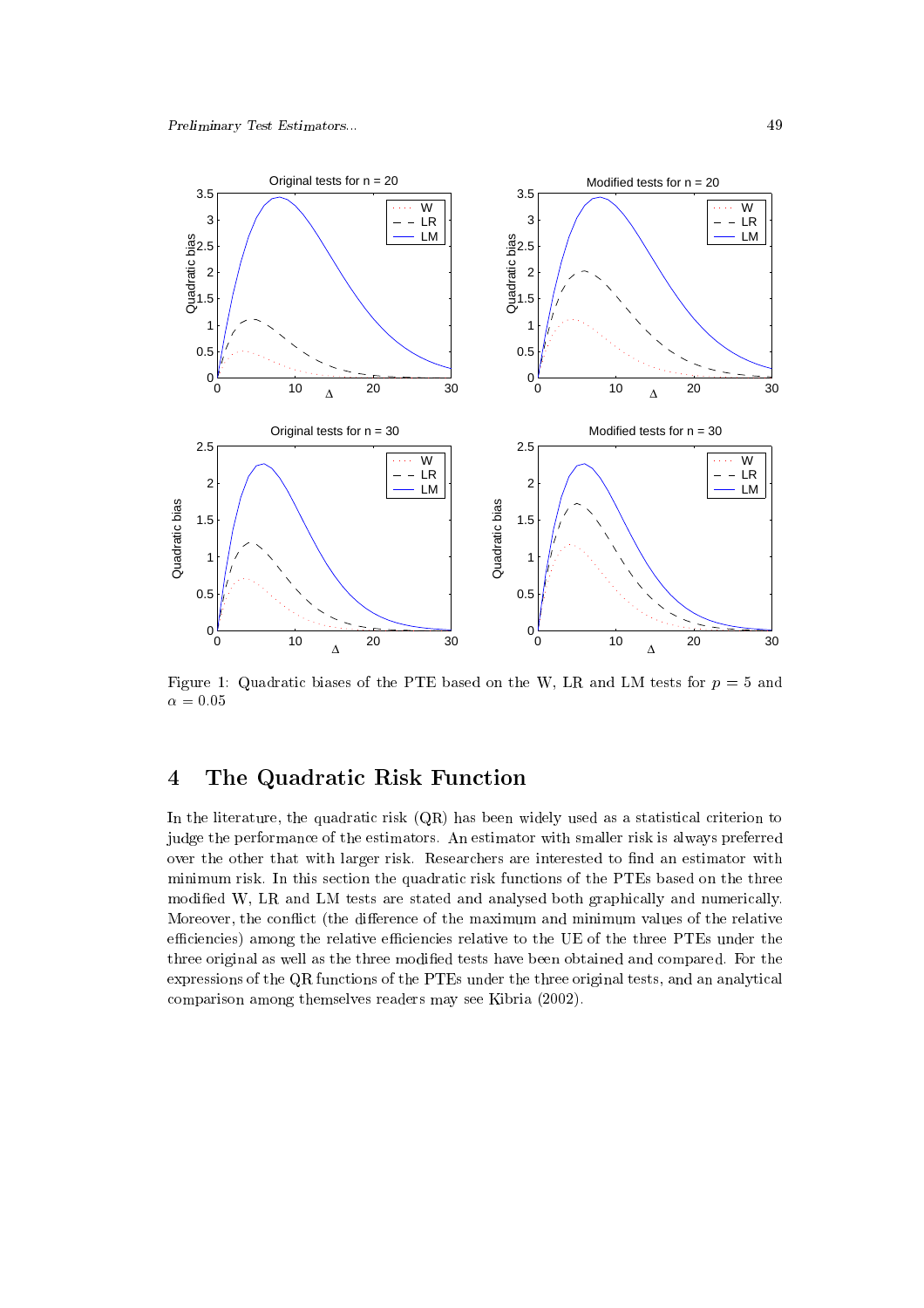Figure 1: Quadratic biases of the PTE based on the W, LR and LM tests for $p = 5$ and $\alpha = 0.05$

## 4 The Quadratic Risk Function

In the literature, the quadratic risk (QR) has been widely used as a statistical criterion to judge the performance of the estimators. An estimator with smaller risk is always preferred over the other that with larger risk. Researchers are interested to find an estimator with minimum risk. In this section the quadratic risk functions of the PTEs based on the three modified W, LR and LM tests are stated and analysed both graphically and numerically. Moreover, the conflict (the difference of the maximum and minimum values of the relative efficiencies) among the relative efficiencies relative to the UE of the three PTEs under the three original as well as the three modified tests have been obtained and compared. For the expressions of the QR functions of the PTEs under the three original tests, and an analytical comparison among themselves readers may see Kibria (2002).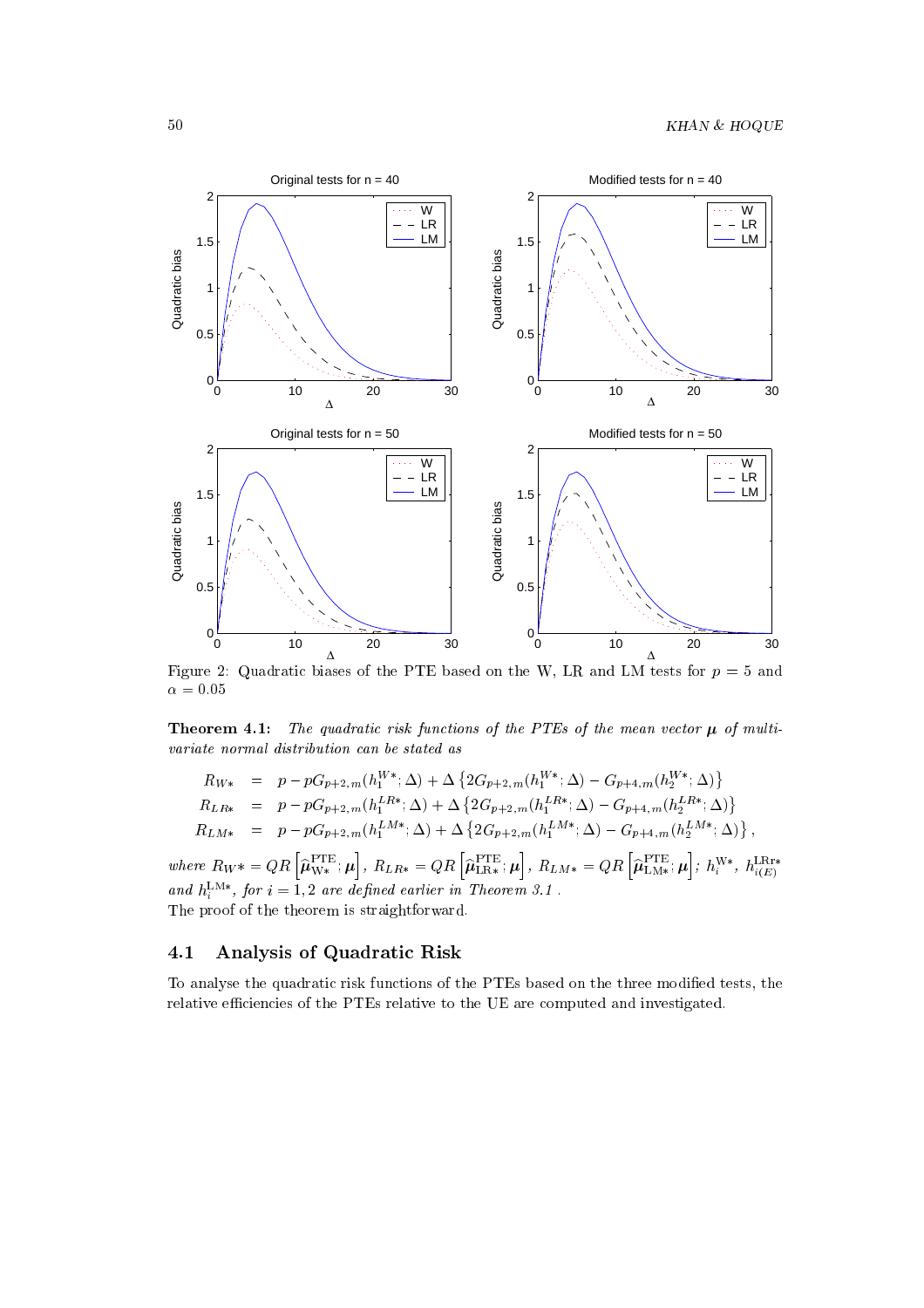Figure 2: Quadratic biases of the PTE based on the W, LR and LM tests for $p = 5$ and $\alpha = 0.05$

**Theorem 4.1:** *The quadratic risk functions of the PTEs of the mean vector $\boldsymbol{\mu}$ of multivariate normal distribution can be stated as*

$$
\begin{aligned}
R_{W*} &= p - pG_{p+2,m}(h_1^{W*};\Delta) + \Delta\left\{2G_{p+2,m}(h_1^{W*};\Delta) - G_{p+4,m}(h_2^{W*};\Delta)\right\} \\
R_{LR*} &= p - pG_{p+2,m}(h_1^{LR*};\Delta) + \Delta\left\{2G_{p+2,m}(h_1^{LR*};\Delta) - G_{p+4,m}(h_2^{LR*};\Delta)\right\} \\
R_{LM*} &= p - pG_{p+2,m}(h_1^{LM*};\Delta) + \Delta\left\{2G_{p+2,m}(h_1^{LM*};\Delta) - G_{p+4,m}(h_2^{LM*};\Delta)\right\},
\end{aligned}
$$

*where* $R_{W*} = QR\left[\widehat{\boldsymbol{\mu}}^{\text{PTE}}_{\text{W}*};\boldsymbol{\mu}\right]$, $R_{LR*} = QR\left[\widehat{\boldsymbol{\mu}}^{\text{PTE}}_{\text{LR}*};\boldsymbol{\mu}\right]$, $R_{LM*} = QR\left[\widehat{\boldsymbol{\mu}}^{\text{PTE}}_{\text{LM}*};\boldsymbol{\mu}\right]$; $h_i^{\text{W}*}$, $h_{i(E)}^{\text{LRr}*}$ *and* $h_i^{\text{LM}*}$, *for* $i = 1, 2$ *are defined earlier in Theorem 3.1 .*

The proof of the theorem is straightforward.

## 4.1 Analysis of Quadratic Risk

To analyse the quadratic risk functions of the PTEs based on the three modified tests, the relative efficiencies of the PTEs relative to the UE are computed and investigated.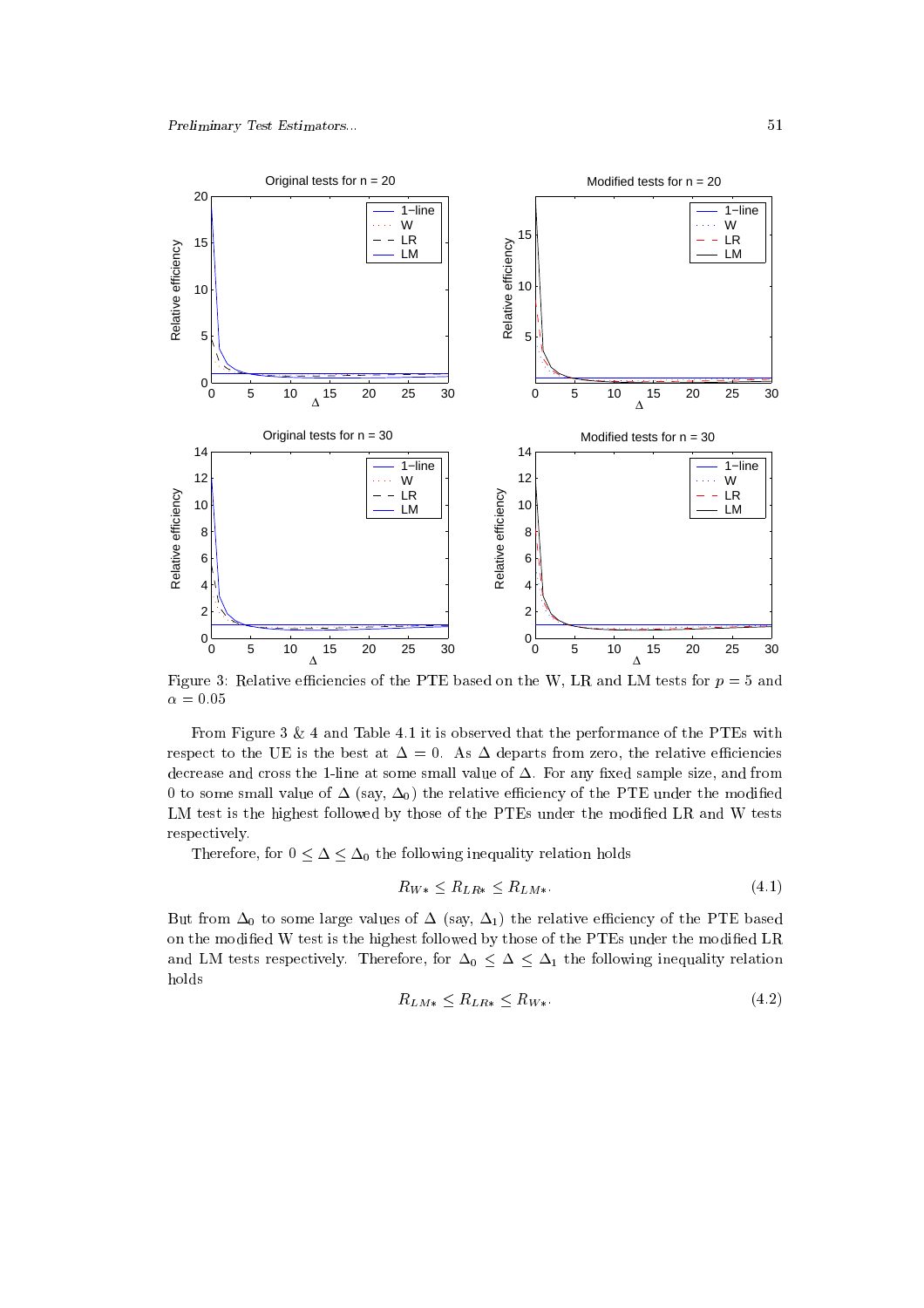Figure 3: Relative efficiencies of the PTE based on the W, LR and LM tests for $p = 5$ and $\alpha = 0.05$

From Figure 3 & 4 and Table 4.1 it is observed that the performance of the PTEs with respect to the UE is the best at $\Delta = 0$. As $\Delta$ departs from zero, the relative efficiencies decrease and cross the 1-line at some small value of $\Delta$. For any fixed sample size, and from 0 to some small value of $\Delta$ (say, $\Delta_0$) the relative efficiency of the PTE under the modified LM test is the highest followed by those of the PTEs under the modified LR and W tests respectively.

Therefore, for $0 \le \Delta \le \Delta_0$ the following inequality relation holds

$$R_{W*} \le R_{LR*} \le R_{LM*}. \tag{4.1}$$

But from $\Delta_0$ to some large values of $\Delta$ (say, $\Delta_1$) the relative efficiency of the PTE based on the modified W test is the highest followed by those of the PTEs under the modified LR and LM tests respectively. Therefore, for $\Delta_0 \le \Delta \le \Delta_1$ the following inequality relation holds

$$R_{LM*} \le R_{LR*} \le R_{W*}. \tag{4.2}$$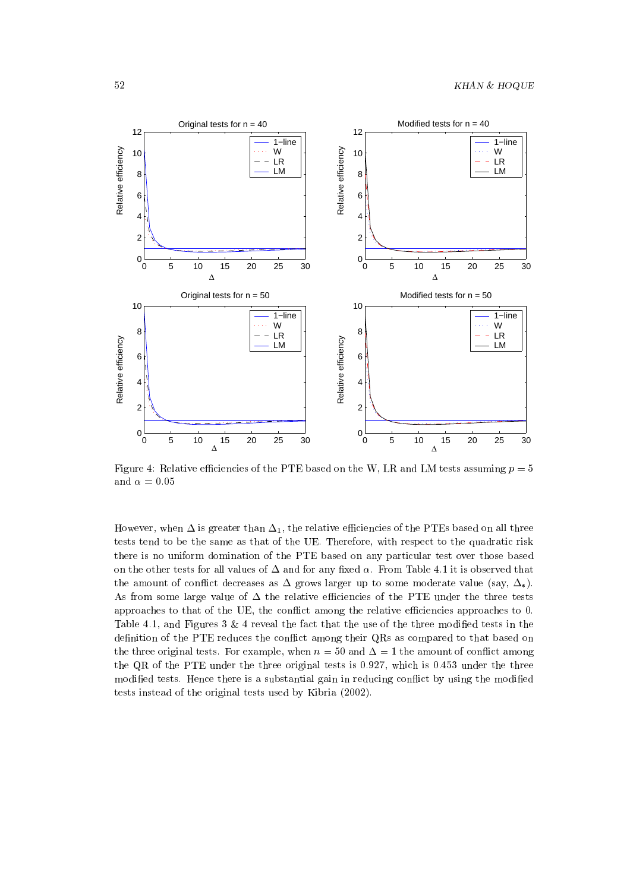Figure 4: Relative efficiencies of the PTE based on the W, LR and LM tests assuming $p = 5$ and $\alpha = 0.05$

However, when $\Delta$ is greater than $\Delta_1$, the relative efficiencies of the PTEs based on all three tests tend to be the same as that of the UE. Therefore, with respect to the quadratic risk there is no uniform domination of the PTE based on any particular test over those based on the other tests for all values of $\Delta$ and for any fixed $\alpha$. From Table 4.1 it is observed that the amount of conflict decreases as $\Delta$ grows larger up to some moderate value (say, $\Delta_*$). As from some large value of $\Delta$ the relative efficiencies of the PTE under the three tests approaches to that of the UE, the conflict among the relative efficiencies approaches to 0. Table 4.1, and Figures 3 & 4 reveal the fact that the use of the three modified tests in the definition of the PTE reduces the conflict among their QRs as compared to that based on the three original tests. For example, when $n = 50$ and $\Delta = 1$ the amount of conflict among the QR of the PTE under the three original tests is 0.927, which is 0.453 under the three modified tests. Hence there is a substantial gain in reducing conflict by using the modified tests instead of the original tests used by Kibria (2002).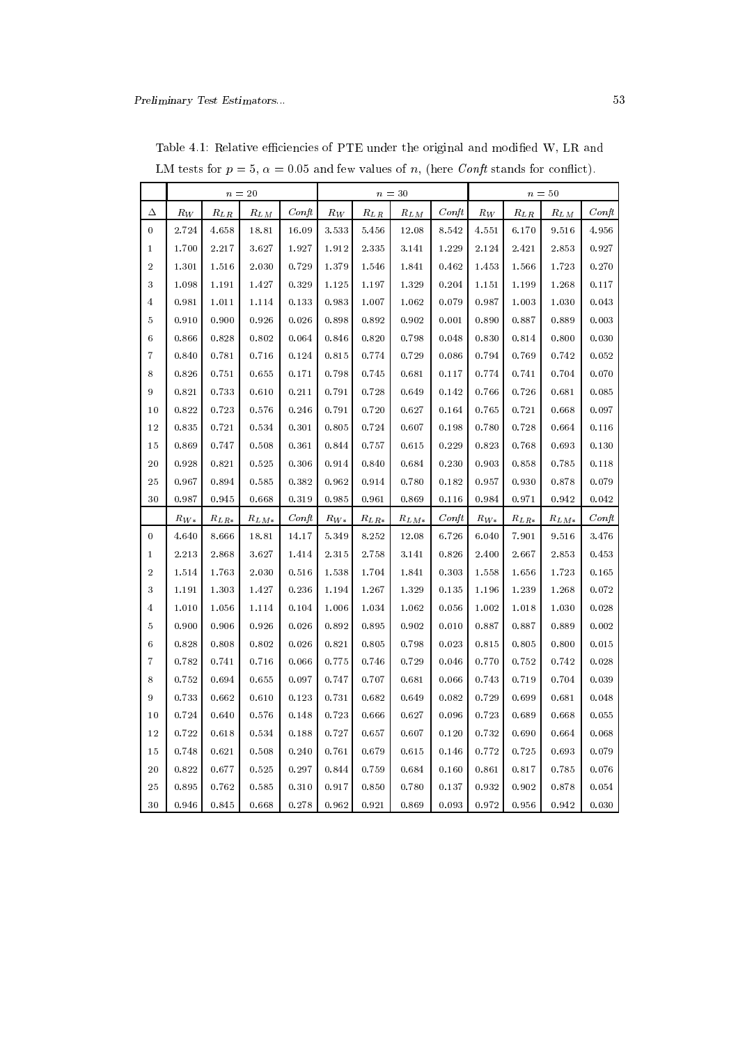Table 4.1: Relative efficiencies of PTE under the original and modified W, LR and LM tests for $p = 5$, $\alpha = 0.05$ and few values of $n$, (here *Conft* stands for conflict).

| | $n = 20$ | | | | $n = 30$ | | | | $n = 50$ | | | |
|---|---|---|---|---|---|---|---|---|---|---|---|---|
| $\Delta$ | $R_W$ | $R_{LR}$ | $R_{LM}$ | *Conft* | $R_W$ | $R_{LR}$ | $R_{LM}$ | *Conft* | $R_W$ | $R_{LR}$ | $R_{LM}$ | *Conft* |
| 0 | 2.724 | 4.658 | 18.81 | 16.09 | 3.533 | 5.456 | 12.08 | 8.542 | 4.551 | 6.170 | 9.516 | 4.956 |
| 1 | 1.700 | 2.217 | 3.627 | 1.927 | 1.912 | 2.335 | 3.141 | 1.229 | 2.124 | 2.421 | 2.853 | 0.927 |
| 2 | 1.301 | 1.516 | 2.030 | 0.729 | 1.379 | 1.546 | 1.841 | 0.462 | 1.453 | 1.566 | 1.723 | 0.270 |
| 3 | 1.098 | 1.191 | 1.427 | 0.329 | 1.125 | 1.197 | 1.329 | 0.204 | 1.151 | 1.199 | 1.268 | 0.117 |
| 4 | 0.981 | 1.011 | 1.114 | 0.133 | 0.983 | 1.007 | 1.062 | 0.079 | 0.987 | 1.003 | 1.030 | 0.043 |
| 5 | 0.910 | 0.900 | 0.926 | 0.026 | 0.898 | 0.892 | 0.902 | 0.001 | 0.890 | 0.887 | 0.889 | 0.003 |
| 6 | 0.866 | 0.828 | 0.802 | 0.064 | 0.846 | 0.820 | 0.798 | 0.048 | 0.830 | 0.814 | 0.800 | 0.030 |
| 7 | 0.840 | 0.781 | 0.716 | 0.124 | 0.815 | 0.774 | 0.729 | 0.086 | 0.794 | 0.769 | 0.742 | 0.052 |
| 8 | 0.826 | 0.751 | 0.655 | 0.171 | 0.798 | 0.745 | 0.681 | 0.117 | 0.774 | 0.741 | 0.704 | 0.070 |
| 9 | 0.821 | 0.733 | 0.610 | 0.211 | 0.791 | 0.728 | 0.649 | 0.142 | 0.766 | 0.726 | 0.681 | 0.085 |
| 10 | 0.822 | 0.723 | 0.576 | 0.246 | 0.791 | 0.720 | 0.627 | 0.164 | 0.765 | 0.721 | 0.668 | 0.097 |
| 12 | 0.835 | 0.721 | 0.534 | 0.301 | 0.805 | 0.724 | 0.607 | 0.198 | 0.780 | 0.728 | 0.664 | 0.116 |
| 15 | 0.869 | 0.747 | 0.508 | 0.361 | 0.844 | 0.757 | 0.615 | 0.229 | 0.823 | 0.768 | 0.693 | 0.130 |
| 20 | 0.928 | 0.821 | 0.525 | 0.306 | 0.914 | 0.840 | 0.684 | 0.230 | 0.903 | 0.858 | 0.785 | 0.118 |
| 25 | 0.967 | 0.894 | 0.585 | 0.382 | 0.962 | 0.914 | 0.780 | 0.182 | 0.957 | 0.930 | 0.878 | 0.079 |
| 30 | 0.987 | 0.945 | 0.668 | 0.319 | 0.985 | 0.961 | 0.869 | 0.116 | 0.984 | 0.971 | 0.942 | 0.042 |
| | $R_{W*}$ | $R_{LR*}$ | $R_{LM*}$ | *Conft* | $R_{W*}$ | $R_{LR*}$ | $R_{LM*}$ | *Conft* | $R_{W*}$ | $R_{LR*}$ | $R_{LM*}$ | *Conft* |
| 0 | 4.640 | 8.666 | 18.81 | 14.17 | 5.349 | 8.252 | 12.08 | 6.726 | 6.040 | 7.901 | 9.516 | 3.476 |
| 1 | 2.213 | 2.868 | 3.627 | 1.414 | 2.315 | 2.758 | 3.141 | 0.826 | 2.400 | 2.667 | 2.853 | 0.453 |
| 2 | 1.514 | 1.763 | 2.030 | 0.516 | 1.538 | 1.704 | 1.841 | 0.303 | 1.558 | 1.656 | 1.723 | 0.165 |
| 3 | 1.191 | 1.303 | 1.427 | 0.236 | 1.194 | 1.267 | 1.329 | 0.135 | 1.196 | 1.239 | 1.268 | 0.072 |
| 4 | 1.010 | 1.056 | 1.114 | 0.104 | 1.006 | 1.034 | 1.062 | 0.056 | 1.002 | 1.018 | 1.030 | 0.028 |
| 5 | 0.900 | 0.906 | 0.926 | 0.026 | 0.892 | 0.895 | 0.902 | 0.010 | 0.887 | 0.887 | 0.889 | 0.002 |
| 6 | 0.828 | 0.808 | 0.802 | 0.026 | 0.821 | 0.805 | 0.798 | 0.023 | 0.815 | 0.805 | 0.800 | 0.015 |
| 7 | 0.782 | 0.741 | 0.716 | 0.066 | 0.775 | 0.746 | 0.729 | 0.046 | 0.770 | 0.752 | 0.742 | 0.028 |
| 8 | 0.752 | 0.694 | 0.655 | 0.097 | 0.747 | 0.707 | 0.681 | 0.066 | 0.743 | 0.719 | 0.704 | 0.039 |
| 9 | 0.733 | 0.662 | 0.610 | 0.123 | 0.731 | 0.682 | 0.649 | 0.082 | 0.729 | 0.699 | 0.681 | 0.048 |
| 10 | 0.724 | 0.640 | 0.576 | 0.148 | 0.723 | 0.666 | 0.627 | 0.096 | 0.723 | 0.689 | 0.668 | 0.055 |
| 12 | 0.722 | 0.618 | 0.534 | 0.188 | 0.727 | 0.657 | 0.607 | 0.120 | 0.732 | 0.690 | 0.664 | 0.068 |
| 15 | 0.748 | 0.621 | 0.508 | 0.240 | 0.761 | 0.679 | 0.615 | 0.146 | 0.772 | 0.725 | 0.693 | 0.079 |
| 20 | 0.822 | 0.677 | 0.525 | 0.297 | 0.844 | 0.759 | 0.684 | 0.160 | 0.861 | 0.817 | 0.785 | 0.076 |
| 25 | 0.895 | 0.762 | 0.585 | 0.310 | 0.917 | 0.850 | 0.780 | 0.137 | 0.932 | 0.902 | 0.878 | 0.054 |
| 30 | 0.946 | 0.845 | 0.668 | 0.278 | 0.962 | 0.921 | 0.869 | 0.093 | 0.972 | 0.956 | 0.942 | 0.030 |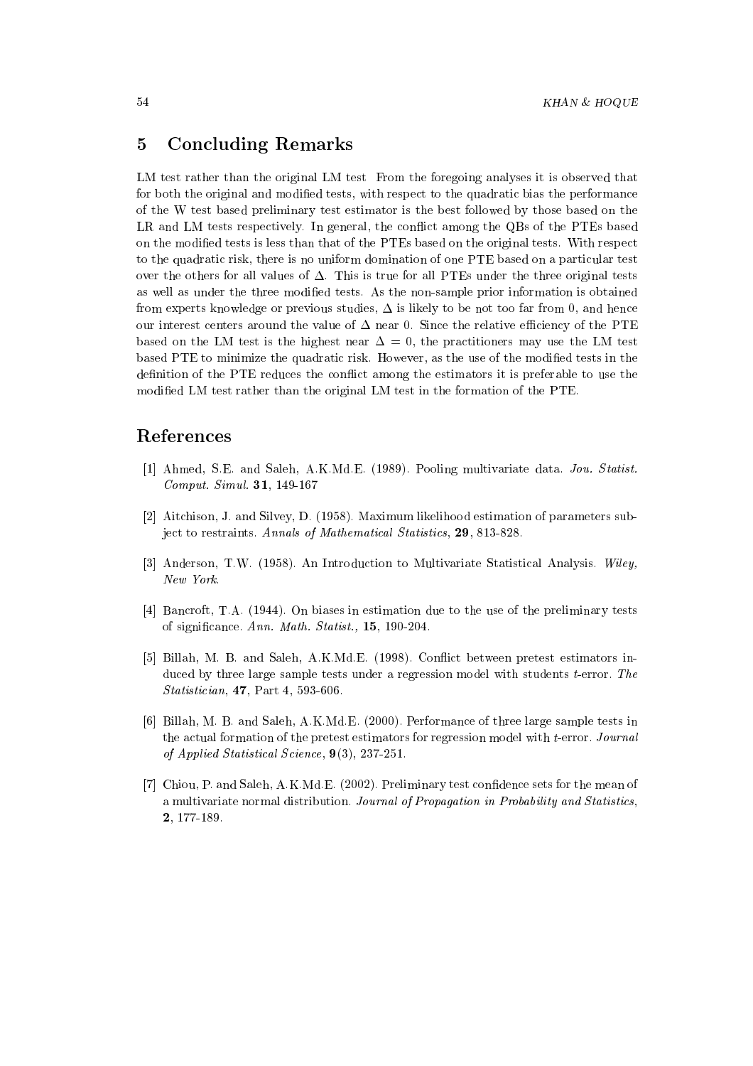## 5 Concluding Remarks

LM test rather than the original LM test From the foregoing analyses it is observed that for both the original and modified tests, with respect to the quadratic bias the performance of the W test based preliminary test estimator is the best followed by those based on the LR and LM tests respectively. In general, the conflict among the QBs of the PTEs based on the modified tests is less than that of the PTEs based on the original tests. With respect to the quadratic risk, there is no uniform domination of one PTE based on a particular test over the others for all values of $\Delta$. This is true for all PTEs under the three original tests as well as under the three modified tests. As the non-sample prior information is obtained from experts knowledge or previous studies, $\Delta$ is likely to be not too far from 0, and hence our interest centers around the value of $\Delta$ near 0. Since the relative efficiency of the PTE based on the LM test is the highest near $\Delta = 0$, the practitioners may use the LM test based PTE to minimize the quadratic risk. However, as the use of the modified tests in the definition of the PTE reduces the conflict among the estimators it is preferable to use the modified LM test rather than the original LM test in the formation of the PTE.

## References

[1] Ahmed, S.E. and Saleh, A.K.Md.E. (1989). Pooling multivariate data. *Jou. Statist. Comput. Simul.* **31**, 149-167

[2] Aitchison, J. and Silvey, D. (1958). Maximum likelihood estimation of parameters subject to restraints. *Annals of Mathematical Statistics*, **29**, 813-828.

[3] Anderson, T.W. (1958). An Introduction to Multivariate Statistical Analysis. *Wiley, New York*.

[4] Bancroft, T.A. (1944). On biases in estimation due to the use of the preliminary tests of significance. *Ann. Math. Statist.,* **15**, 190-204.

[5] Billah, M. B. and Saleh, A.K.Md.E. (1998). Conflict between pretest estimators induced by three large sample tests under a regression model with students $t$-error. *The Statistician*, **47**, Part 4, 593-606.

[6] Billah, M. B. and Saleh, A.K.Md.E. (2000). Performance of three large sample tests in the actual formation of the pretest estimators for regression model with $t$-error. *Journal of Applied Statistical Science*, **9**(3), 237-251.

[7] Chiou, P. and Saleh, A.K.Md.E. (2002). Preliminary test confidence sets for the mean of a multivariate normal distribution. *Journal of Propagation in Probability and Statistics*, **2**, 177-189.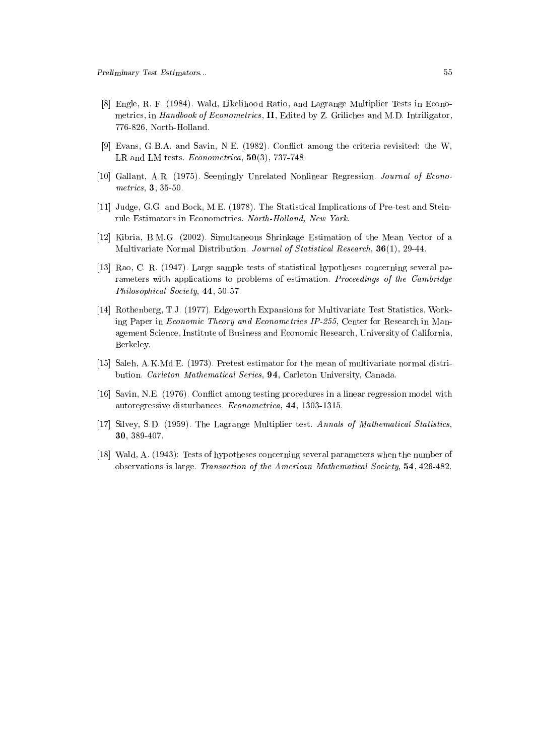[8] Engle, R. F. (1984). Wald, Likelihood Ratio, and Lagrange Multiplier Tests in Econometrics, in *Handbook of Econometrics*, **II**, Edited by Z. Griliches and M.D. Intriligator, 776-826, North-Holland.

[9] Evans, G.B.A. and Savin, N.E. (1982). Conflict among the criteria revisited: the W, LR and LM tests. *Econometrica*, **50**(3), 737-748.

[10] Gallant, A.R. (1975). Seemingly Unrelated Nonlinear Regression. *Journal of Econometrics*, **3**, 35-50.

[11] Judge, G.G. and Bock, M.E. (1978). The Statistical Implications of Pre-test and Stein-rule Estimators in Econometrics. *North-Holland, New York*.

[12] Kibria, B.M.G. (2002). Simultaneous Shrinkage Estimation of the Mean Vector of a Multivariate Normal Distribution. *Journal of Statistical Research*, **36**(1), 29-44.

[13] Rao, C. R. (1947). Large sample tests of statistical hypotheses concerning several parameters with applications to problems of estimation. *Proceedings of the Cambridge Philosophical Society*, **44**, 50-57.

[14] Rothenberg, T.J. (1977). Edgeworth Expansions for Multivariate Test Statistics. Working Paper in *Economic Theory and Econometrics IP-255*, Center for Research in Management Science, Institute of Business and Economic Research, University of California, Berkeley.

[15] Saleh, A.K.Md.E. (1973). Pretest estimator for the mean of multivariate normal distribution. *Carleton Mathematical Series*, **94**, Carleton University, Canada.

[16] Savin, N.E. (1976). Conflict among testing procedures in a linear regression model with autoregressive disturbances. *Econometrica*, **44**, 1303-1315.

[17] Silvey, S.D. (1959). The Lagrange Multiplier test. *Annals of Mathematical Statistics*, **30**, 389-407.

[18] Wald, A. (1943): Tests of hypotheses concerning several parameters when the number of observations is large. *Transaction of the American Mathematical Society*, **54**, 426-482.